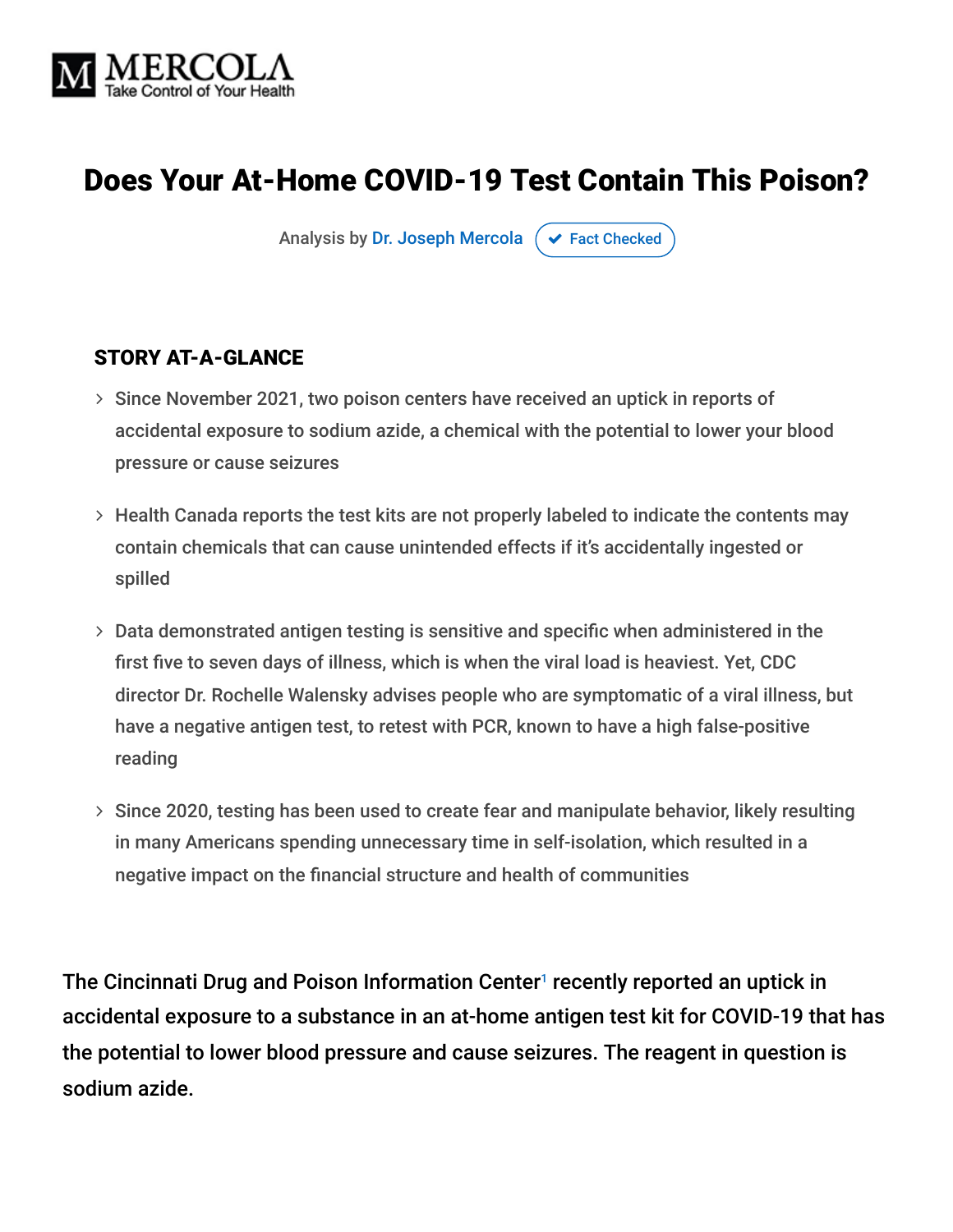MERCOLA
Take Control of Your Health

# Does Your At-Home COVID-19 Test Contain This Poison?

Analysis by Dr. Joseph Mercola ✔ Fact Checked

## STORY AT-A-GLANCE

- Since November 2021, two poison centers have received an uptick in reports of accidental exposure to sodium azide, a chemical with the potential to lower your blood pressure or cause seizures
- Health Canada reports the test kits are not properly labeled to indicate the contents may contain chemicals that can cause unintended effects if it's accidentally ingested or spilled
- Data demonstrated antigen testing is sensitive and specific when administered in the first five to seven days of illness, which is when the viral load is heaviest. Yet, CDC director Dr. Rochelle Walensky advises people who are symptomatic of a viral illness, but have a negative antigen test, to retest with PCR, known to have a high false-positive reading
- Since 2020, testing has been used to create fear and manipulate behavior, likely resulting in many Americans spending unnecessary time in self-isolation, which resulted in a negative impact on the financial structure and health of communities

The Cincinnati Drug and Poison Information Center[1] recently reported an uptick in accidental exposure to a substance in an at-home antigen test kit for COVID-19 that has the potential to lower blood pressure and cause seizures. The reagent in question is sodium azide.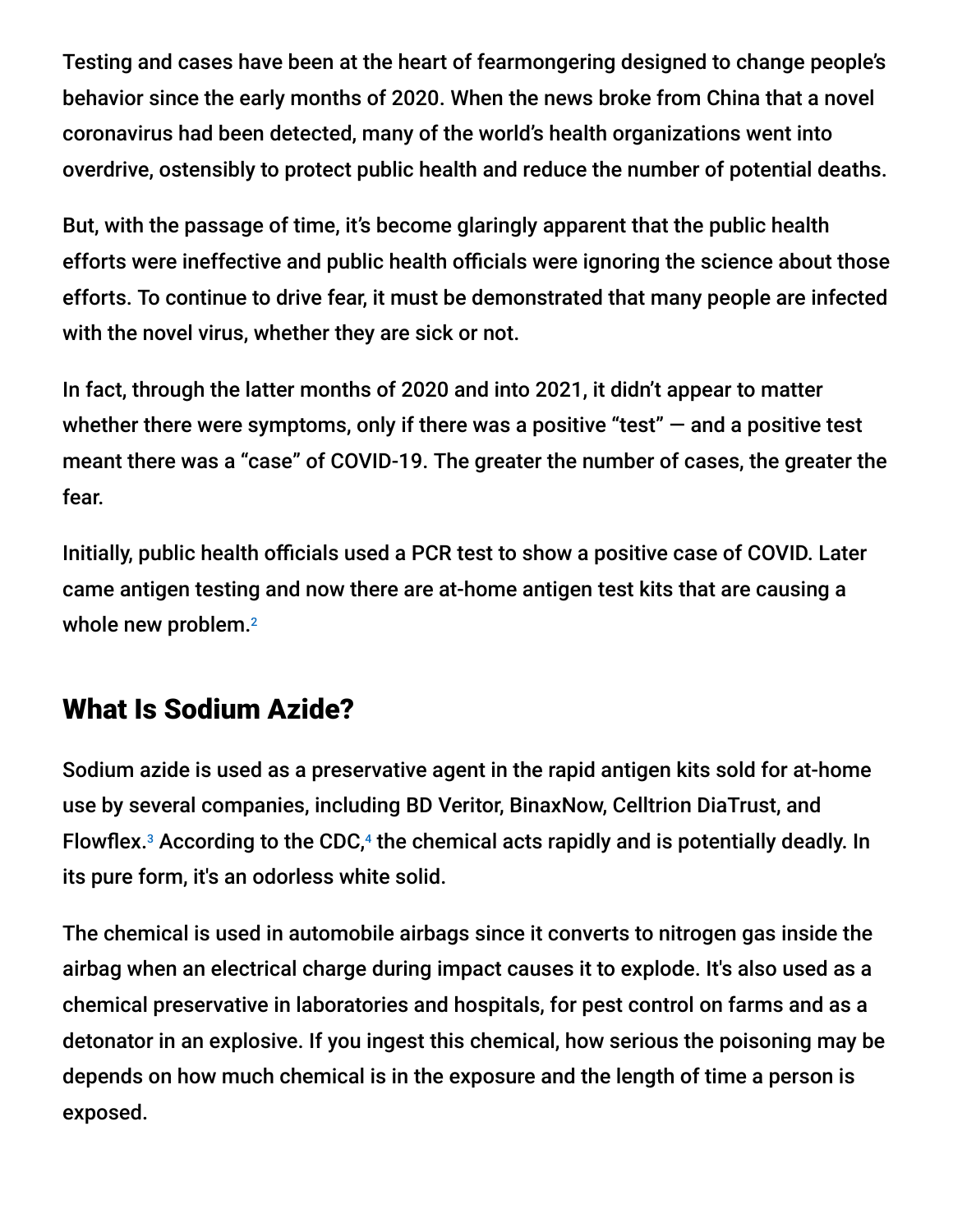Testing and cases have been at the heart of fearmongering designed to change people's behavior since the early months of 2020. When the news broke from China that a novel coronavirus had been detected, many of the world's health organizations went into overdrive, ostensibly to protect public health and reduce the number of potential deaths.

But, with the passage of time, it's become glaringly apparent that the public health efforts were ineffective and public health officials were ignoring the science about those efforts. To continue to drive fear, it must be demonstrated that many people are infected with the novel virus, whether they are sick or not.

In fact, through the latter months of 2020 and into 2021, it didn't appear to matter whether there were symptoms, only if there was a positive "test" — and a positive test meant there was a "case" of COVID-19. The greater the number of cases, the greater the fear.

Initially, public health officials used a PCR test to show a positive case of COVID. Later came antigen testing and now there are at-home antigen test kits that are causing a whole new problem.[2]

## What Is Sodium Azide?

Sodium azide is used as a preservative agent in the rapid antigen kits sold for at-home use by several companies, including BD Veritor, BinaxNow, Celltrion DiaTrust, and Flowflex.[3] According to the CDC,[4] the chemical acts rapidly and is potentially deadly. In its pure form, it's an odorless white solid.

The chemical is used in automobile airbags since it converts to nitrogen gas inside the airbag when an electrical charge during impact causes it to explode. It's also used as a chemical preservative in laboratories and hospitals, for pest control on farms and as a detonator in an explosive. If you ingest this chemical, how serious the poisoning may be depends on how much chemical is in the exposure and the length of time a person is exposed.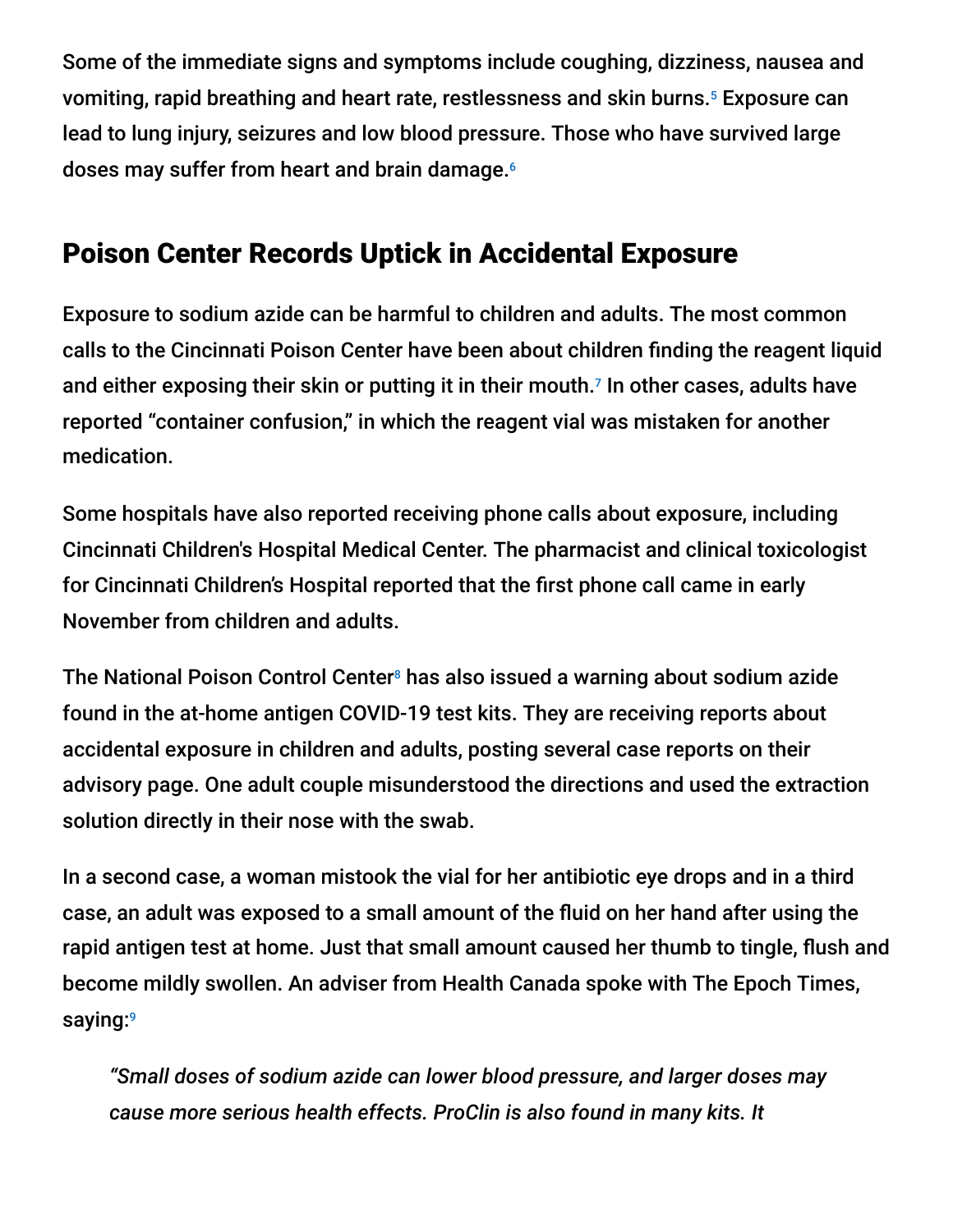Some of the immediate signs and symptoms include coughing, dizziness, nausea and vomiting, rapid breathing and heart rate, restlessness and skin burns.[5] Exposure can lead to lung injury, seizures and low blood pressure. Those who have survived large doses may suffer from heart and brain damage.[6]

## Poison Center Records Uptick in Accidental Exposure

Exposure to sodium azide can be harmful to children and adults. The most common calls to the Cincinnati Poison Center have been about children finding the reagent liquid and either exposing their skin or putting it in their mouth.[7] In other cases, adults have reported "container confusion," in which the reagent vial was mistaken for another medication.

Some hospitals have also reported receiving phone calls about exposure, including Cincinnati Children's Hospital Medical Center. The pharmacist and clinical toxicologist for Cincinnati Children's Hospital reported that the first phone call came in early November from children and adults.

The National Poison Control Center[8] has also issued a warning about sodium azide found in the at-home antigen COVID-19 test kits. They are receiving reports about accidental exposure in children and adults, posting several case reports on their advisory page. One adult couple misunderstood the directions and used the extraction solution directly in their nose with the swab.

In a second case, a woman mistook the vial for her antibiotic eye drops and in a third case, an adult was exposed to a small amount of the fluid on her hand after using the rapid antigen test at home. Just that small amount caused her thumb to tingle, flush and become mildly swollen. An adviser from Health Canada spoke with The Epoch Times, saying:[9]

> *"Small doses of sodium azide can lower blood pressure, and larger doses may cause more serious health effects. ProClin is also found in many kits. It*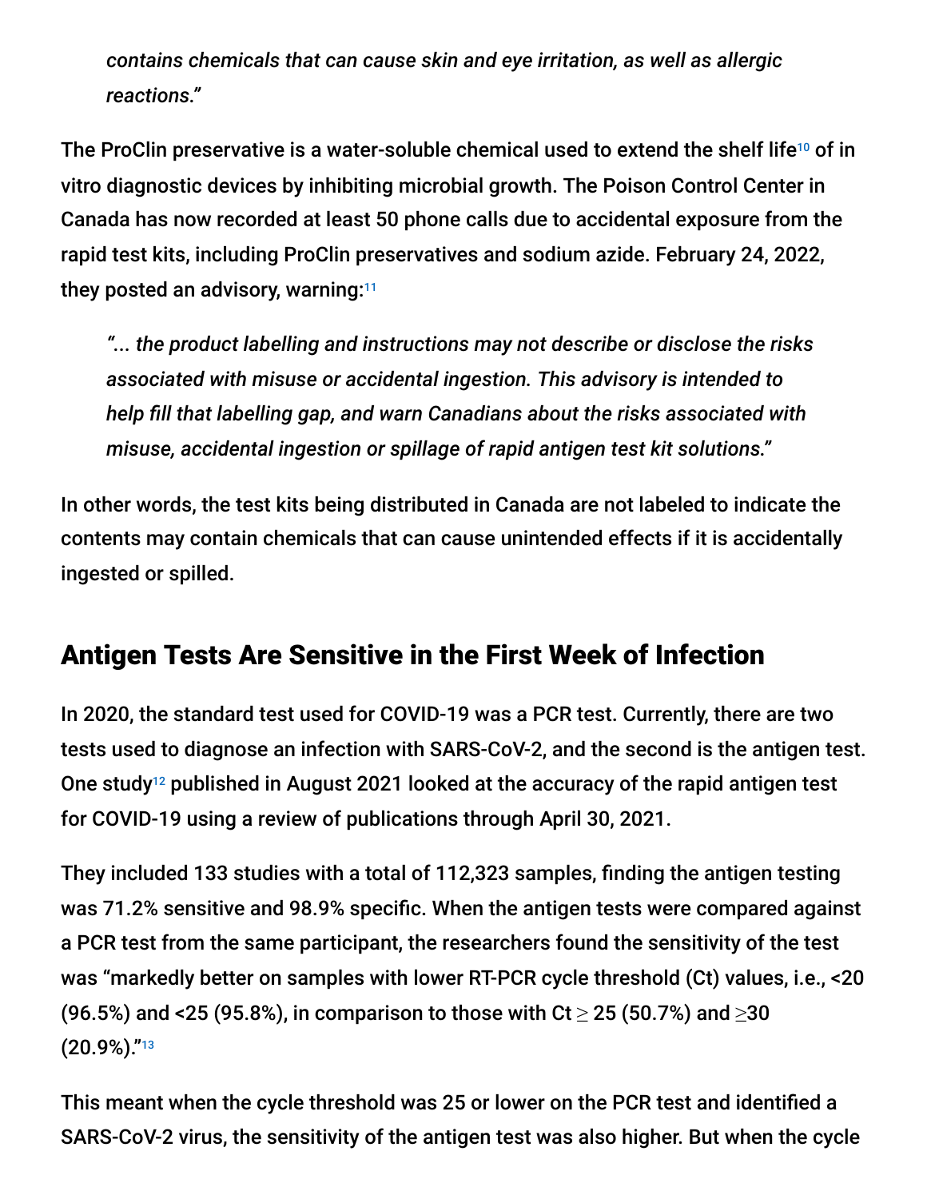> *contains chemicals that can cause skin and eye irritation, as well as allergic reactions."*

The ProClin preservative is a water-soluble chemical used to extend the shelf life[10] of in vitro diagnostic devices by inhibiting microbial growth. The Poison Control Center in Canada has now recorded at least 50 phone calls due to accidental exposure from the rapid test kits, including ProClin preservatives and sodium azide. February 24, 2022, they posted an advisory, warning:[11]

> *"... the product labelling and instructions may not describe or disclose the risks associated with misuse or accidental ingestion. This advisory is intended to help fill that labelling gap, and warn Canadians about the risks associated with misuse, accidental ingestion or spillage of rapid antigen test kit solutions."*

In other words, the test kits being distributed in Canada are not labeled to indicate the contents may contain chemicals that can cause unintended effects if it is accidentally ingested or spilled.

## Antigen Tests Are Sensitive in the First Week of Infection

In 2020, the standard test used for COVID-19 was a PCR test. Currently, there are two tests used to diagnose an infection with SARS-CoV-2, and the second is the antigen test. One study[12] published in August 2021 looked at the accuracy of the rapid antigen test for COVID-19 using a review of publications through April 30, 2021.

They included 133 studies with a total of 112,323 samples, finding the antigen testing was 71.2% sensitive and 98.9% specific. When the antigen tests were compared against a PCR test from the same participant, the researchers found the sensitivity of the test was "markedly better on samples with lower RT-PCR cycle threshold (Ct) values, i.e., <20 (96.5%) and <25 (95.8%), in comparison to those with Ct $\geq$ 25 (50.7%) and $\geq$30 (20.9%)."[13]

This meant when the cycle threshold was 25 or lower on the PCR test and identified a SARS-CoV-2 virus, the sensitivity of the antigen test was also higher. But when the cycle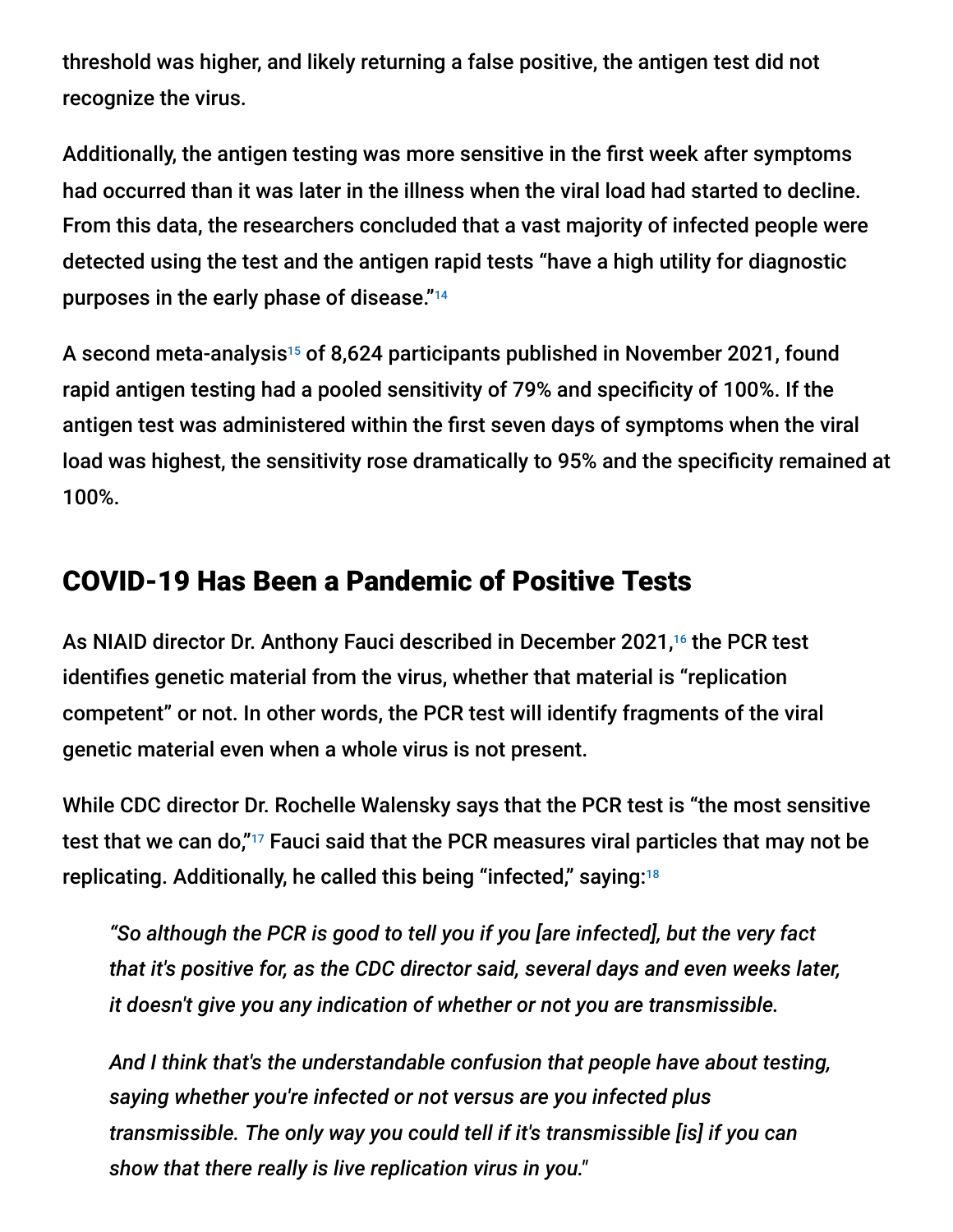threshold was higher, and likely returning a false positive, the antigen test did not recognize the virus.

Additionally, the antigen testing was more sensitive in the first week after symptoms had occurred than it was later in the illness when the viral load had started to decline. From this data, the researchers concluded that a vast majority of infected people were detected using the test and the antigen rapid tests "have a high utility for diagnostic purposes in the early phase of disease."[14]

A second meta-analysis[15] of 8,624 participants published in November 2021, found rapid antigen testing had a pooled sensitivity of 79% and specificity of 100%. If the antigen test was administered within the first seven days of symptoms when the viral load was highest, the sensitivity rose dramatically to 95% and the specificity remained at 100%.

## COVID-19 Has Been a Pandemic of Positive Tests

As NIAID director Dr. Anthony Fauci described in December 2021,[16] the PCR test identifies genetic material from the virus, whether that material is "replication competent" or not. In other words, the PCR test will identify fragments of the viral genetic material even when a whole virus is not present.

While CDC director Dr. Rochelle Walensky says that the PCR test is "the most sensitive test that we can do,"[17] Fauci said that the PCR measures viral particles that may not be replicating. Additionally, he called this being "infected," saying:[18]

> *"So although the PCR is good to tell you if you [are infected], but the very fact that it's positive for, as the CDC director said, several days and even weeks later, it doesn't give you any indication of whether or not you are transmissible.*
>
> *And I think that's the understandable confusion that people have about testing, saying whether you're infected or not versus are you infected plus transmissible. The only way you could tell if it's transmissible [is] if you can show that there really is live replication virus in you."*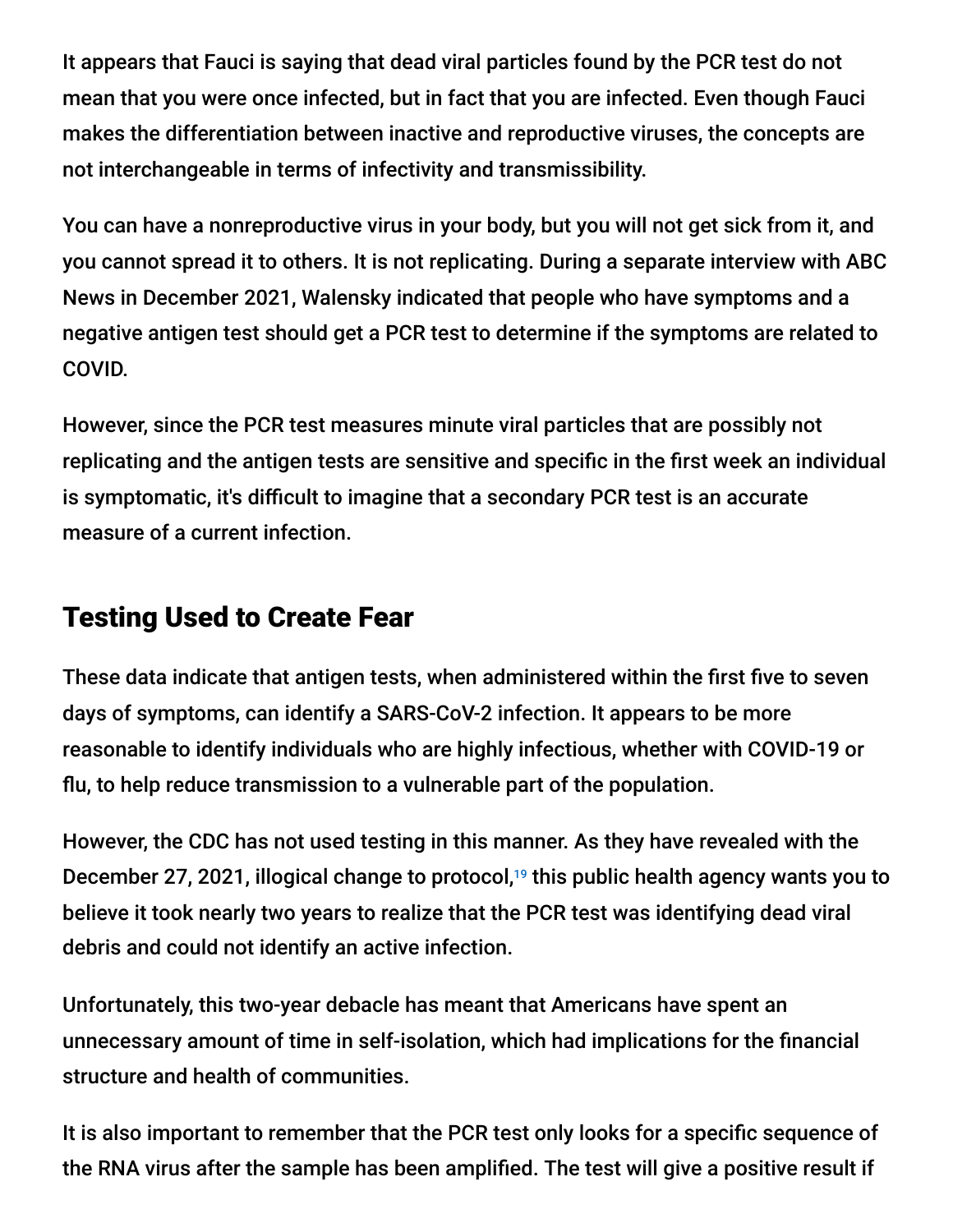It appears that Fauci is saying that dead viral particles found by the PCR test do not mean that you were once infected, but in fact that you are infected. Even though Fauci makes the differentiation between inactive and reproductive viruses, the concepts are not interchangeable in terms of infectivity and transmissibility.

You can have a nonreproductive virus in your body, but you will not get sick from it, and you cannot spread it to others. It is not replicating. During a separate interview with ABC News in December 2021, Walensky indicated that people who have symptoms and a negative antigen test should get a PCR test to determine if the symptoms are related to COVID.

However, since the PCR test measures minute viral particles that are possibly not replicating and the antigen tests are sensitive and specific in the first week an individual is symptomatic, it's difficult to imagine that a secondary PCR test is an accurate measure of a current infection.

## Testing Used to Create Fear

These data indicate that antigen tests, when administered within the first five to seven days of symptoms, can identify a SARS-CoV-2 infection. It appears to be more reasonable to identify individuals who are highly infectious, whether with COVID-19 or flu, to help reduce transmission to a vulnerable part of the population.

However, the CDC has not used testing in this manner. As they have revealed with the December 27, 2021, illogical change to protocol,[19] this public health agency wants you to believe it took nearly two years to realize that the PCR test was identifying dead viral debris and could not identify an active infection.

Unfortunately, this two-year debacle has meant that Americans have spent an unnecessary amount of time in self-isolation, which had implications for the financial structure and health of communities.

It is also important to remember that the PCR test only looks for a specific sequence of the RNA virus after the sample has been amplified. The test will give a positive result if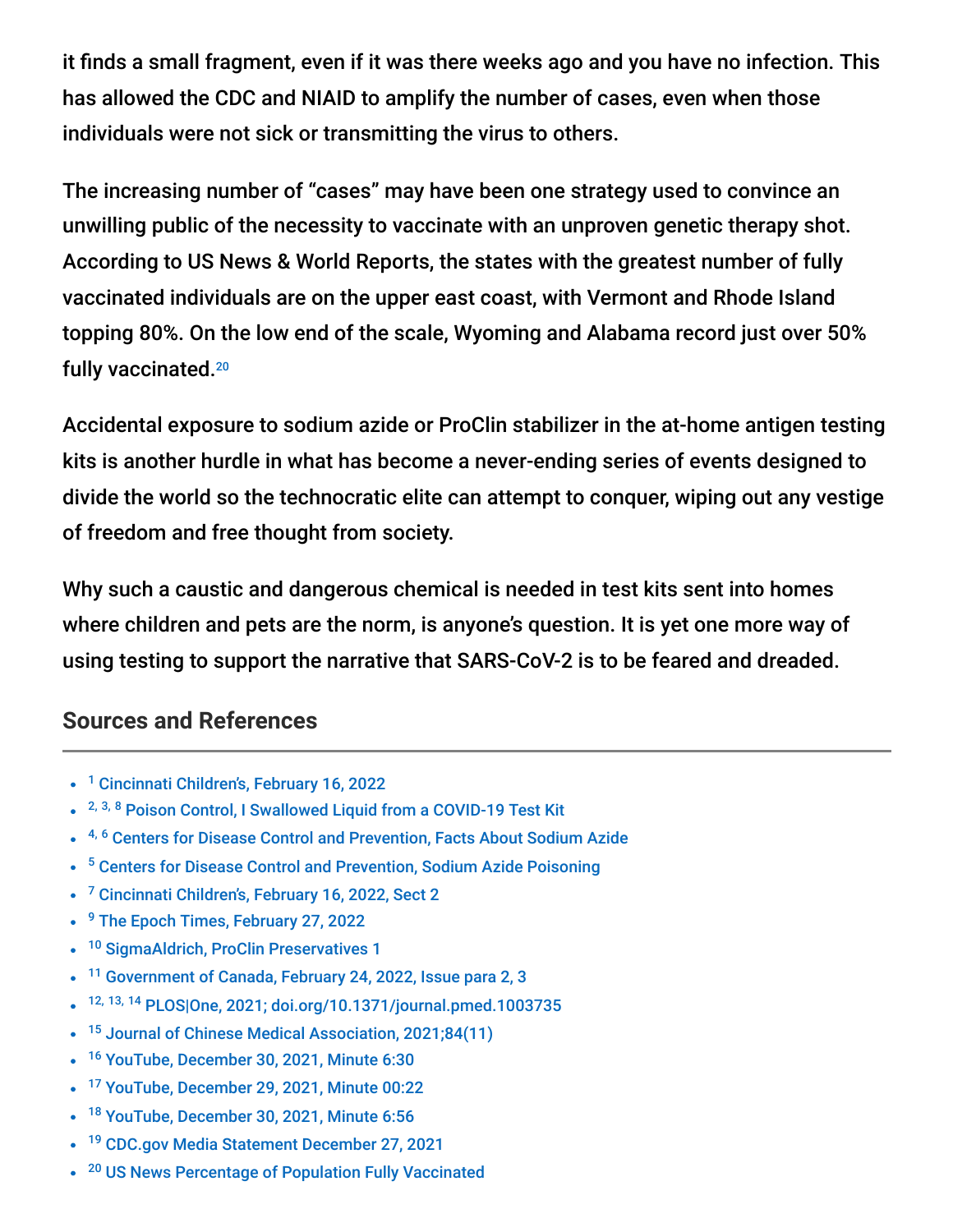it finds a small fragment, even if it was there weeks ago and you have no infection. This has allowed the CDC and NIAID to amplify the number of cases, even when those individuals were not sick or transmitting the virus to others.

The increasing number of "cases" may have been one strategy used to convince an unwilling public of the necessity to vaccinate with an unproven genetic therapy shot. According to US News & World Reports, the states with the greatest number of fully vaccinated individuals are on the upper east coast, with Vermont and Rhode Island topping 80%. On the low end of the scale, Wyoming and Alabama record just over 50% fully vaccinated.[20]

Accidental exposure to sodium azide or ProClin stabilizer in the at-home antigen testing kits is another hurdle in what has become a never-ending series of events designed to divide the world so the technocratic elite can attempt to conquer, wiping out any vestige of freedom and free thought from society.

Why such a caustic and dangerous chemical is needed in test kits sent into homes where children and pets are the norm, is anyone's question. It is yet one more way of using testing to support the narrative that SARS-CoV-2 is to be feared and dreaded.

## Sources and References

- [1] Cincinnati Children's, February 16, 2022
- [2, 3, 8] Poison Control, I Swallowed Liquid from a COVID-19 Test Kit
- [4, 6] Centers for Disease Control and Prevention, Facts About Sodium Azide
- [5] Centers for Disease Control and Prevention, Sodium Azide Poisoning
- [7] Cincinnati Children's, February 16, 2022, Sect 2
- [9] The Epoch Times, February 27, 2022
- [10] SigmaAldrich, ProClin Preservatives 1
- [11] Government of Canada, February 24, 2022, Issue para 2, 3
- [12, 13, 14] PLOS|One, 2021; doi.org/10.1371/journal.pmed.1003735
- [15] Journal of Chinese Medical Association, 2021;84(11)
- [16] YouTube, December 30, 2021, Minute 6:30
- [17] YouTube, December 29, 2021, Minute 00:22
- [18] YouTube, December 30, 2021, Minute 6:56
- [19] CDC.gov Media Statement December 27, 2021
- [20] US News Percentage of Population Fully Vaccinated